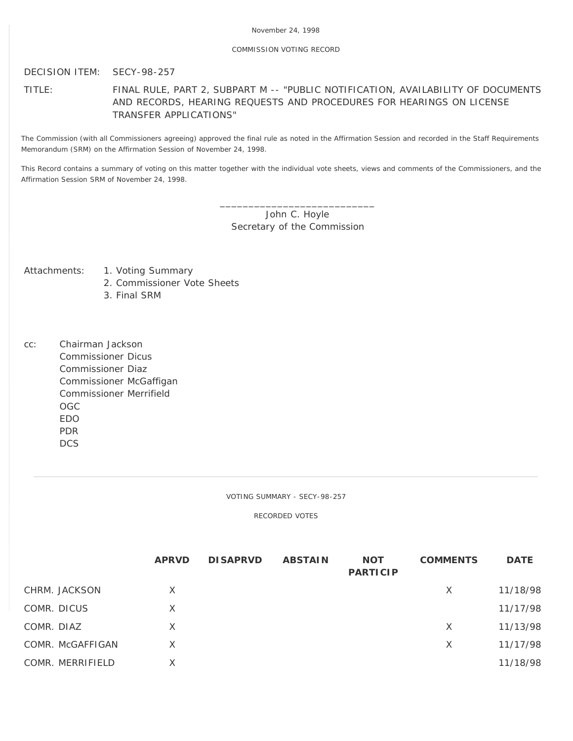November 24, 1998

COMMISSION VOTING RECORD

DECISION ITEM: SECY-98-257

TITLE: FINAL RULE, PART 2, SUBPART M -- "PUBLIC NOTIFICATION, AVAILABILITY OF DOCUMENTS AND RECORDS, HEARING REQUESTS AND PROCEDURES FOR HEARINGS ON LICENSE TRANSFER APPLICATIONS"

The Commission (with all Commissioners agreeing) approved the final rule as noted in the Affirmation Session and recorded in the Staff Requirements Memorandum (SRM) on the Affirmation Session of November 24, 1998.

This Record contains a summary of voting on this matter together with the individual vote sheets, views and comments of the Commissioners, and the Affirmation Session SRM of November 24, 1998.

\_\_\_\_\_\_\_\_\_\_\_\_\_\_\_\_\_\_\_\_\_\_\_\_\_\_\_\_
John C. Hoyle
Secretary of the Commission

Attachments:
1. Voting Summary
2. Commissioner Vote Sheets
3. Final SRM

cc:
Chairman Jackson
Commissioner Dicus
Commissioner Diaz
Commissioner McGaffigan
Commissioner Merrifield
OGC
EDO
PDR
DCS

---

VOTING SUMMARY - SECY-98-257

RECORDED VOTES

| | APRVD | DISAPRVD | ABSTAIN | NOT PARTICIP | COMMENTS | DATE |
|---|---|---|---|---|---|---|
| CHRM. JACKSON | X | | | | X | 11/18/98 |
| COMR. DICUS | X | | | | | 11/17/98 |
| COMR. DIAZ | X | | | | X | 11/13/98 |
| COMR. McGAFFIGAN | X | | | | X | 11/17/98 |
| COMR. MERRIFIELD | X | | | | | 11/18/98 |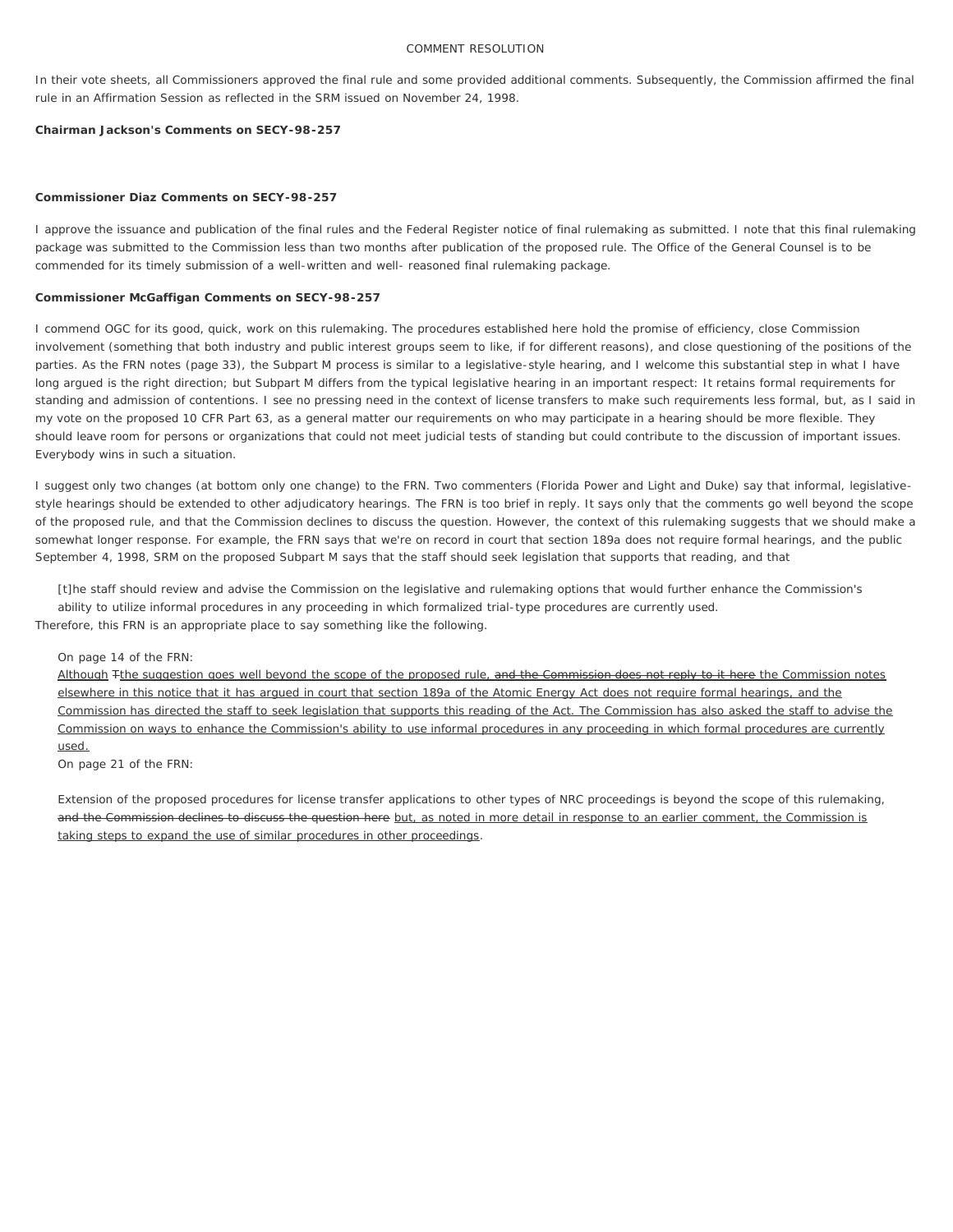COMMENT RESOLUTION

In their vote sheets, all Commissioners approved the final rule and some provided additional comments. Subsequently, the Commission affirmed the final rule in an Affirmation Session as reflected in the SRM issued on November 24, 1998.

**Chairman Jackson's Comments on SECY-98-257**

**Commissioner Diaz Comments on SECY-98-257**

I approve the issuance and publication of the final rules and the Federal Register notice of final rulemaking as submitted. I note that this final rulemaking package was submitted to the Commission less than two months after publication of the proposed rule. The Office of the General Counsel is to be commended for its timely submission of a well-written and well- reasoned final rulemaking package.

**Commissioner McGaffigan Comments on SECY-98-257**

I commend OGC for its good, quick, work on this rulemaking. The procedures established here hold the promise of efficiency, close Commission involvement (something that both industry and public interest groups seem to like, if for different reasons), and close questioning of the positions of the parties. As the FRN notes (page 33), the Subpart M process is similar to a legislative-style hearing, and I welcome this substantial step in what I have long argued is the right direction; but Subpart M differs from the typical legislative hearing in an important respect: It retains formal requirements for standing and admission of contentions. I see no pressing need in the context of license transfers to make such requirements less formal, but, as I said in my vote on the proposed 10 CFR Part 63, as a general matter our requirements on who may participate in a hearing should be more flexible. They should leave room for persons or organizations that could not meet judicial tests of standing but could contribute to the discussion of important issues. Everybody wins in such a situation.

I suggest only two changes (at bottom only one change) to the FRN. Two commenters (Florida Power and Light and Duke) say that informal, legislative-style hearings should be extended to other adjudicatory hearings. The FRN is too brief in reply. It says only that the comments go well beyond the scope of the proposed rule, and that the Commission declines to discuss the question. However, the context of this rulemaking suggests that we should make a somewhat longer response. For example, the FRN says that we're on record in court that section 189a does not require formal hearings, and the public September 4, 1998, SRM on the proposed Subpart M says that the staff should seek legislation that supports that reading, and that

> [t]he staff should review and advise the Commission on the legislative and rulemaking options that would further enhance the Commission's ability to utilize informal procedures in any proceeding in which formalized trial-type procedures are currently used.

Therefore, this FRN is an appropriate place to say something like the following.

> On page 14 of the FRN:
>
> <u>Although</u> ~~T~~<u>the suggestion goes well beyond the scope of the proposed rule,</u> ~~and the Commission does not reply to it here~~ <u>the Commission notes elsewhere in this notice that it has argued in court that section 189a of the Atomic Energy Act does not require formal hearings, and the Commission has directed the staff to seek legislation that supports this reading of the Act. The Commission has also asked the staff to advise the Commission on ways to enhance the Commission's ability to use informal procedures in any proceeding in which formal procedures are currently used.</u>
>
> On page 21 of the FRN:
>
> Extension of the proposed procedures for license transfer applications to other types of NRC proceedings is beyond the scope of this rulemaking, ~~and the Commission declines to discuss the question here~~ <u>but, as noted in more detail in response to an earlier comment, the Commission is taking steps to expand the use of similar procedures in other proceedings</u>.